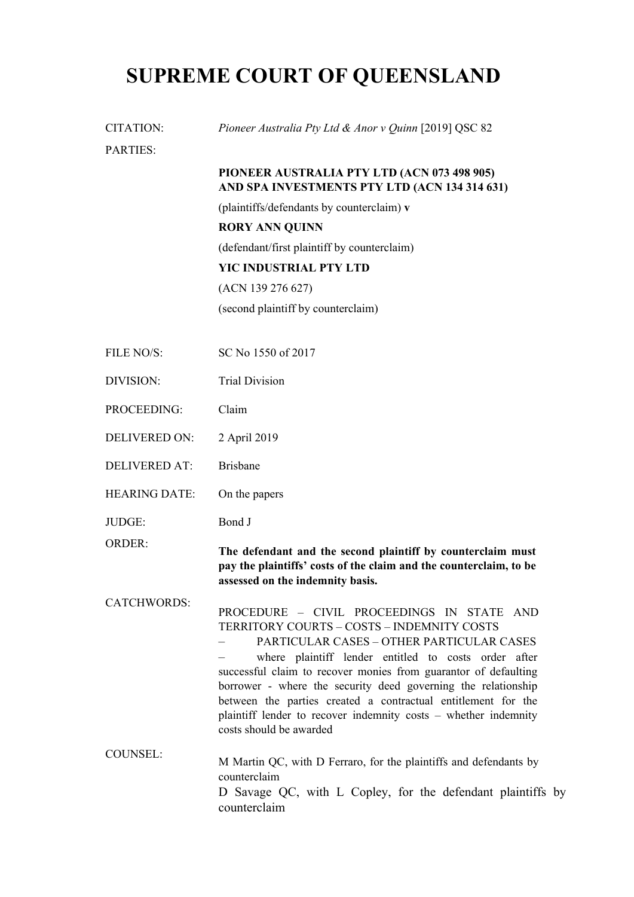# SUPREME COURT OF QUEENSLAND

| | |
|---|---|
| CITATION: | *Pioneer Australia Pty Ltd & Anor v Quinn* [2019] QSC 82 |
| PARTIES: | **PIONEER AUSTRALIA PTY LTD (ACN 073 498 905) AND SPA INVESTMENTS PTY LTD (ACN 134 314 631)**<br>(plaintiffs/defendants by counterclaim) **v**<br>**RORY ANN QUINN**<br>(defendant/first plaintiff by counterclaim)<br>**YIC INDUSTRIAL PTY LTD**<br>(ACN 139 276 627)<br>(second plaintiff by counterclaim) |
| FILE NO/S: | SC No 1550 of 2017 |
| DIVISION: | Trial Division |
| PROCEEDING: | Claim |
| DELIVERED ON: | 2 April 2019 |
| DELIVERED AT: | Brisbane |
| HEARING DATE: | On the papers |
| JUDGE: | Bond J |
| ORDER: | **The defendant and the second plaintiff by counterclaim must pay the plaintiffs' costs of the claim and the counterclaim, to be assessed on the indemnity basis.** |
| CATCHWORDS: | PROCEDURE – CIVIL PROCEEDINGS IN STATE AND TERRITORY COURTS – COSTS – INDEMNITY COSTS – PARTICULAR CASES – OTHER PARTICULAR CASES – where plaintiff lender entitled to costs order after successful claim to recover monies from guarantor of defaulting borrower - where the security deed governing the relationship between the parties created a contractual entitlement for the plaintiff lender to recover indemnity costs – whether indemnity costs should be awarded |
| COUNSEL: | M Martin QC, with D Ferraro, for the plaintiffs and defendants by counterclaim<br>D Savage QC, with L Copley, for the defendant plaintiffs by counterclaim |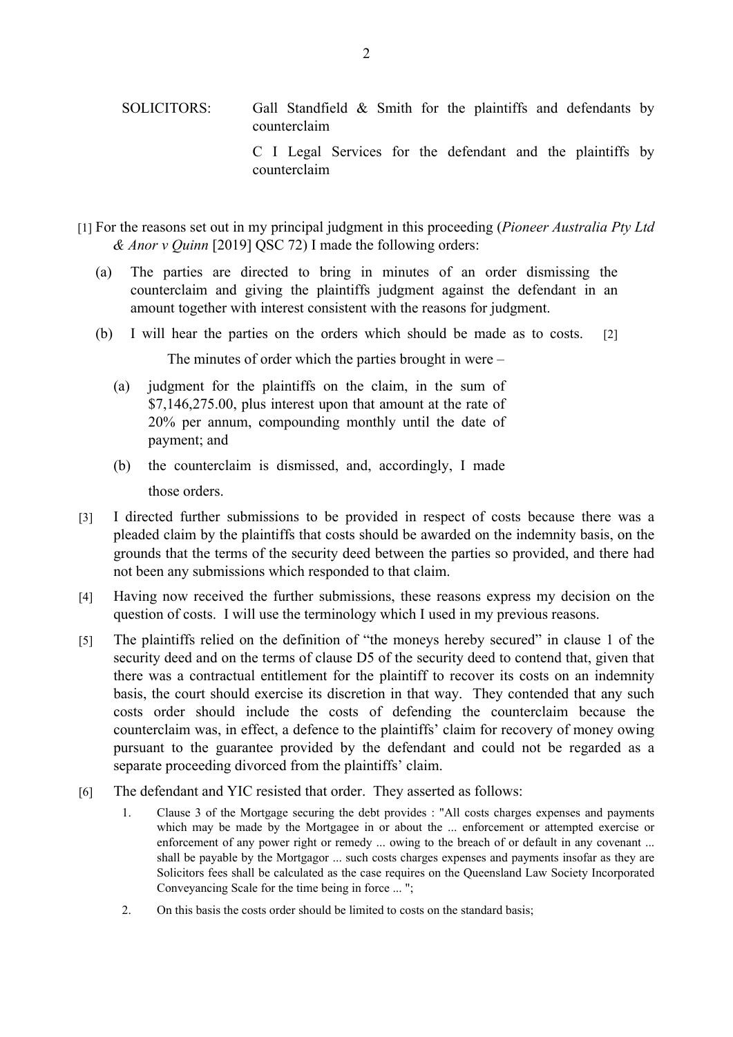SOLICITORS: Gall Standfield & Smith for the plaintiffs and defendants by counterclaim

C I Legal Services for the defendant and the plaintiffs by counterclaim

[1] For the reasons set out in my principal judgment in this proceeding (*Pioneer Australia Pty Ltd & Anor v Quinn* [2019] QSC 72) I made the following orders:

(a) The parties are directed to bring in minutes of an order dismissing the counterclaim and giving the plaintiffs judgment against the defendant in an amount together with interest consistent with the reasons for judgment.

(b) I will hear the parties on the orders which should be made as to costs.

[2] The minutes of order which the parties brought in were –

(a) judgment for the plaintiffs on the claim, in the sum of $7,146,275.00, plus interest upon that amount at the rate of 20% per annum, compounding monthly until the date of payment; and

(b) the counterclaim is dismissed, and, accordingly, I made those orders.

[3] I directed further submissions to be provided in respect of costs because there was a pleaded claim by the plaintiffs that costs should be awarded on the indemnity basis, on the grounds that the terms of the security deed between the parties so provided, and there had not been any submissions which responded to that claim.

[4] Having now received the further submissions, these reasons express my decision on the question of costs. I will use the terminology which I used in my previous reasons.

[5] The plaintiffs relied on the definition of "the moneys hereby secured" in clause 1 of the security deed and on the terms of clause D5 of the security deed to contend that, given that there was a contractual entitlement for the plaintiff to recover its costs on an indemnity basis, the court should exercise its discretion in that way. They contended that any such costs order should include the costs of defending the counterclaim because the counterclaim was, in effect, a defence to the plaintiffs' claim for recovery of money owing pursuant to the guarantee provided by the defendant and could not be regarded as a separate proceeding divorced from the plaintiffs' claim.

[6] The defendant and YIC resisted that order. They asserted as follows:

1. Clause 3 of the Mortgage securing the debt provides : "All costs charges expenses and payments which may be made by the Mortgagee in or about the ... enforcement or attempted exercise or enforcement of any power right or remedy ... owing to the breach of or default in any covenant ... shall be payable by the Mortgagor ... such costs charges expenses and payments insofar as they are Solicitors fees shall be calculated as the case requires on the Queensland Law Society Incorporated Conveyancing Scale for the time being in force ... ";

2. On this basis the costs order should be limited to costs on the standard basis;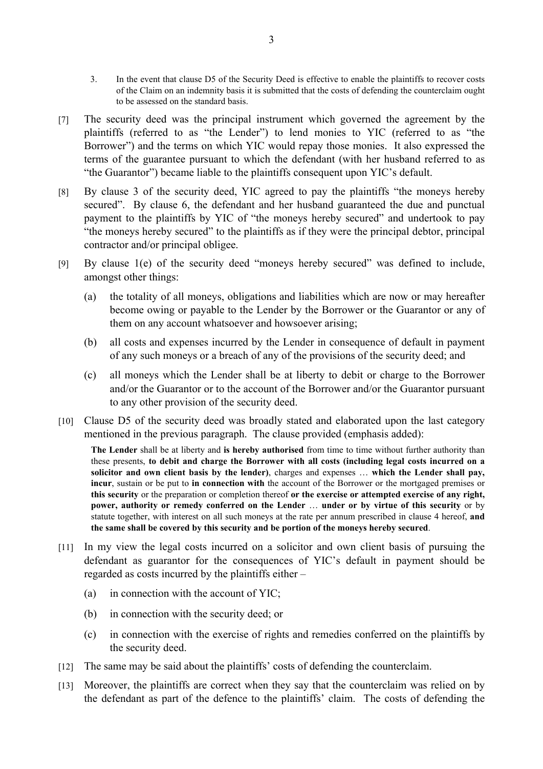3. In the event that clause D5 of the Security Deed is effective to enable the plaintiffs to recover costs of the Claim on an indemnity basis it is submitted that the costs of defending the counterclaim ought to be assessed on the standard basis.

[7] The security deed was the principal instrument which governed the agreement by the plaintiffs (referred to as "the Lender") to lend monies to YIC (referred to as "the Borrower") and the terms on which YIC would repay those monies. It also expressed the terms of the guarantee pursuant to which the defendant (with her husband referred to as "the Guarantor") became liable to the plaintiffs consequent upon YIC's default.

[8] By clause 3 of the security deed, YIC agreed to pay the plaintiffs "the moneys hereby secured". By clause 6, the defendant and her husband guaranteed the due and punctual payment to the plaintiffs by YIC of "the moneys hereby secured" and undertook to pay "the moneys hereby secured" to the plaintiffs as if they were the principal debtor, principal contractor and/or principal obligee.

[9] By clause 1(e) of the security deed "moneys hereby secured" was defined to include, amongst other things:

(a) the totality of all moneys, obligations and liabilities which are now or may hereafter become owing or payable to the Lender by the Borrower or the Guarantor or any of them on any account whatsoever and howsoever arising;

(b) all costs and expenses incurred by the Lender in consequence of default in payment of any such moneys or a breach of any of the provisions of the security deed; and

(c) all moneys which the Lender shall be at liberty to debit or charge to the Borrower and/or the Guarantor or to the account of the Borrower and/or the Guarantor pursuant to any other provision of the security deed.

[10] Clause D5 of the security deed was broadly stated and elaborated upon the last category mentioned in the previous paragraph. The clause provided (emphasis added):

> **The Lender** shall be at liberty and **is hereby authorised** from time to time without further authority than these presents, **to debit and charge the Borrower with all costs (including legal costs incurred on a solicitor and own client basis by the lender)**, charges and expenses … **which the Lender shall pay, incur**, sustain or be put to **in connection with** the account of the Borrower or the mortgaged premises or **this security** or the preparation or completion thereof **or the exercise or attempted exercise of any right, power, authority or remedy conferred on the Lender** … **under or by virtue of this security** or by statute together, with interest on all such moneys at the rate per annum prescribed in clause 4 hereof, **and the same shall be covered by this security and be portion of the moneys hereby secured**.

[11] In my view the legal costs incurred on a solicitor and own client basis of pursuing the defendant as guarantor for the consequences of YIC's default in payment should be regarded as costs incurred by the plaintiffs either –

(a) in connection with the account of YIC;

(b) in connection with the security deed; or

(c) in connection with the exercise of rights and remedies conferred on the plaintiffs by the security deed.

[12] The same may be said about the plaintiffs' costs of defending the counterclaim.

[13] Moreover, the plaintiffs are correct when they say that the counterclaim was relied on by the defendant as part of the defence to the plaintiffs' claim. The costs of defending the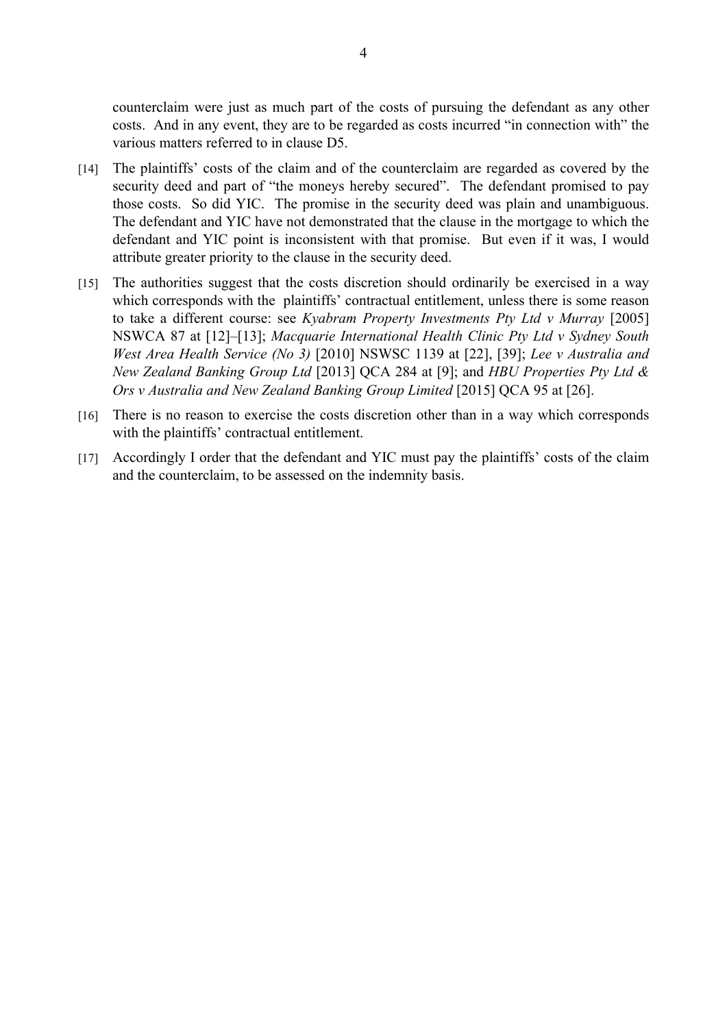counterclaim were just as much part of the costs of pursuing the defendant as any other costs. And in any event, they are to be regarded as costs incurred "in connection with" the various matters referred to in clause D5.

[14] The plaintiffs' costs of the claim and of the counterclaim are regarded as covered by the security deed and part of "the moneys hereby secured". The defendant promised to pay those costs. So did YIC. The promise in the security deed was plain and unambiguous. The defendant and YIC have not demonstrated that the clause in the mortgage to which the defendant and YIC point is inconsistent with that promise. But even if it was, I would attribute greater priority to the clause in the security deed.

[15] The authorities suggest that the costs discretion should ordinarily be exercised in a way which corresponds with the plaintiffs' contractual entitlement, unless there is some reason to take a different course: see *Kyabram Property Investments Pty Ltd v Murray* [2005] NSWCA 87 at [12]–[13]; *Macquarie International Health Clinic Pty Ltd v Sydney South West Area Health Service (No 3)* [2010] NSWSC 1139 at [22], [39]; *Lee v Australia and New Zealand Banking Group Ltd* [2013] QCA 284 at [9]; and *HBU Properties Pty Ltd & Ors v Australia and New Zealand Banking Group Limited* [2015] QCA 95 at [26].

[16] There is no reason to exercise the costs discretion other than in a way which corresponds with the plaintiffs' contractual entitlement.

[17] Accordingly I order that the defendant and YIC must pay the plaintiffs' costs of the claim and the counterclaim, to be assessed on the indemnity basis.